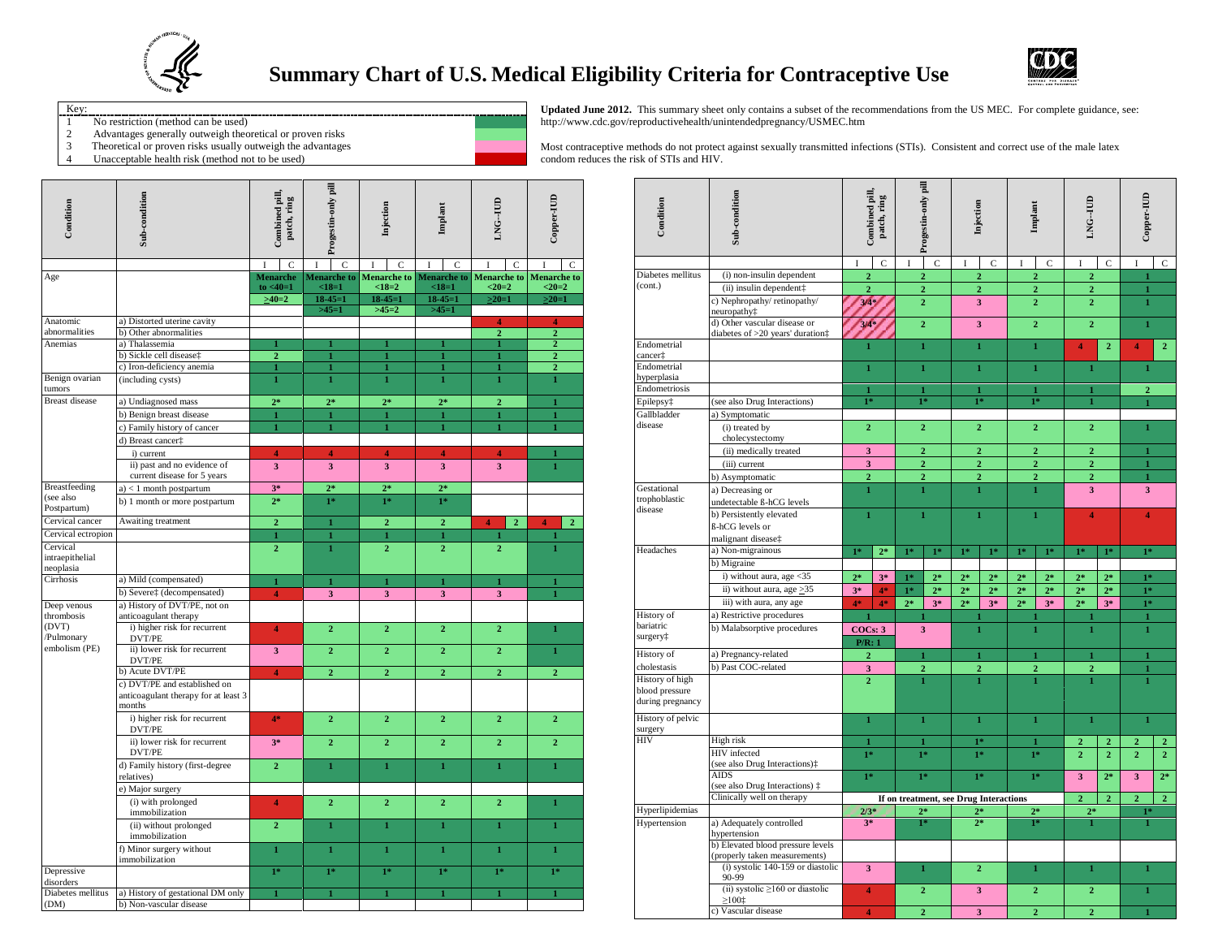# Summary Chart of U.S. Medical Eligibility Criteria for Contraceptive Use

Key:

1. No restriction (method can be used)
2. Advantages generally outweigh theoretical or proven risks
3. Theoretical or proven risks usually outweigh the advantages
4. Unacceptable health risk (method not to be used)

**Updated June 2012.** This summary sheet only contains a subset of the recommendations from the US MEC. For complete guidance, see: http://www.cdc.gov/reproductivehealth/unintendedpregnancy/USMEC.htm

Most contraceptive methods do not protect against sexually transmitted infections (STIs). Consistent and correct use of the male latex condom reduces the risk of STIs and HIV.

| Condition | Sub-condition | Combined pill, patch, ring | | Progestin-only pill | | Injection | | Implant | | LNG–IUD | | Copper-IUD | |
|---|---|---|---|---|---|---|---|---|---|---|---|---|---|
| | | I | C | I | C | I | C | I | C | I | C | I | C |
| Age | | Menarche to <40=1 | | Menarche to <18=1 | | Menarche to <18=2 | | Menarche to <18=1 | | Menarche to <20=2 | | Menarche to <20=2 | |
| | | >40=2 | | 18-45=1 | | 18-45=1 | | 18-45=1 | | >20=1 | | >20=1 | |
| | | | | >45=1 | | >45=2 | | >45=1 | | | | | |
| Anatomic abnormalities | a) Distorted uterine cavity | | | | | | | | | 4 | | 4 | |
| | b) Other abnormalities | | | | | | | | | 2 | | 2 | |
| Anemias | a) Thalassemia | 1 | | 1 | | 1 | | 1 | | 1 | | 2 | |
| | b) Sickle cell disease‡ | 2 | | 1 | | 1 | | 1 | | 1 | | 2 | |
| | c) Iron-deficiency anemia | 1 | | 1 | | 1 | | 1 | | 1 | | 2 | |
| Benign ovarian tumors | (including cysts) | 1 | | 1 | | 1 | | 1 | | 1 | | 1 | |
| Breast disease | a) Undiagnosed mass | 2* | | 2* | | 2* | | 2* | | 2 | | 1 | |
| | b) Benign breast disease | 1 | | 1 | | 1 | | 1 | | 1 | | 1 | |
| | c) Family history of cancer | 1 | | 1 | | 1 | | 1 | | 1 | | 1 | |
| | d) Breast cancer‡ | | | | | | | | | | | | |
| | i) current | 4 | | 4 | | 4 | | 4 | | 4 | | 1 | |
| | ii) past and no evidence of current disease for 5 years | 3 | | 3 | | 3 | | 3 | | 3 | | 1 | |
| Breastfeeding (see also Postpartum) | a) < 1 month postpartum | 3* | | 2* | | 2* | | 2* | | | | | |
| | b) 1 month or more postpartum | 2* | | 1* | | 1* | | 1* | | | | | |
| Cervical cancer | Awaiting treatment | 2 | | 1 | | 2 | | 2 | | 4 | 2 | 4 | 2 |
| Cervical ectropion | | 1 | | 1 | | 1 | | 1 | | 1 | | 1 | |
| Cervical intraepithelial neoplasia | | 2 | | 1 | | 2 | | 2 | | 2 | | 1 | |
| Cirrhosis | a) Mild (compensated) | 1 | | 1 | | 1 | | 1 | | 1 | | 1 | |
| | b) Severe‡ (decompensated) | 4 | | 3 | | 3 | | 3 | | 3 | | 1 | |
| Deep venous thrombosis (DVT) /Pulmonary embolism (PE) | a) History of DVT/PE, not on anticoagulant therapy | | | | | | | | | | | | |
| | i) higher risk for recurrent DVT/PE | 4 | | 2 | | 2 | | 2 | | 2 | | 1 | |
| | ii) lower risk for recurrent DVT/PE | 3 | | 2 | | 2 | | 2 | | 2 | | 1 | |
| | b) Acute DVT/PE | 4 | | 2 | | 2 | | 2 | | 2 | | 2 | |
| | c) DVT/PE and established on anticoagulant therapy for at least 3 months | | | | | | | | | | | | |
| | i) higher risk for recurrent DVT/PE | 4* | | 2 | | 2 | | 2 | | 2 | | 2 | |
| | ii) lower risk for recurrent DVT/PE | 3* | | 2 | | 2 | | 2 | | 2 | | 2 | |
| | d) Family history (first-degree relatives) | 2 | | 1 | | 1 | | 1 | | 1 | | 1 | |
| | e) Major surgery | | | | | | | | | | | | |
| | (i) with prolonged immobilization | 4 | | 2 | | 2 | | 2 | | 2 | | 1 | |
| | (ii) without prolonged immobilization | 2 | | 1 | | 1 | | 1 | | 1 | | 1 | |
| | f) Minor surgery without immobilization | 1 | | 1 | | 1 | | 1 | | 1 | | 1 | |
| Depressive disorders | | 1* | | 1* | | 1* | | 1* | | 1* | | 1* | |
| Diabetes mellitus (DM) | a) History of gestational DM only | 1 | | 1 | | 1 | | 1 | | 1 | | 1 | |
| | b) Non-vascular disease | | | | | | | | | | | | |
| Diabetes mellitus (cont.) | (i) non-insulin dependent | 2 | | 2 | | 2 | | 2 | | 2 | | 1 | |
| | (ii) insulin dependent‡ | 2 | | 2 | | 2 | | 2 | | 2 | | 1 | |
| | c) Nephropathy/ retinopathy/ neuropathy‡ | 3/4* | | 2 | | 3 | | 2 | | 2 | | 1 | |
| | d) Other vascular disease or diabetes of >20 years' duration‡ | 3/4* | | 2 | | 3 | | 2 | | 2 | | 1 | |
| Endometrial cancer‡ | | 1 | | 1 | | 1 | | 1 | | 4 | 2 | 4 | 2 |
| Endometrial hyperplasia | | 1 | | 1 | | 1 | | 1 | | 1 | | 1 | |
| Endometriosis | | 1 | | 1 | | 1 | | 1 | | 1 | | 2 | |
| Epilepsy‡ | (see also Drug Interactions) | 1* | | 1* | | 1* | | 1* | | 1 | | 1 | |
| Gallbladder disease | a) Symptomatic | | | | | | | | | | | | |
| | (i) treated by cholecystectomy | 2 | | 2 | | 2 | | 2 | | 2 | | 1 | |
| | (ii) medically treated | 3 | | 2 | | 2 | | 2 | | 2 | | 1 | |
| | (iii) current | 3 | | 2 | | 2 | | 2 | | 2 | | 1 | |
| | b) Asymptomatic | 2 | | 2 | | 2 | | 2 | | 2 | | 1 | |
| Gestational trophoblastic disease | a) Decreasing or undetectable ß-hCG levels | 1 | | 1 | | 1 | | 1 | | 3 | | 3 | |
| | b) Persistently elevated ß-hCG levels or malignant disease‡ | 1 | | 1 | | 1 | | 1 | | 4 | | 4 | |
| Headaches | a) Non-migrainous | 1* | 2* | 1* | 1* | 1* | 1* | 1* | 1* | 1* | 1* | 1* | |
| | b) Migraine | | | | | | | | | | | | |
| | i) without aura, age <35 | 2* | 3* | 1* | 2* | 2* | 2* | 2* | 2* | 2* | 2* | 1* | |
| | ii) without aura, age >35 | 3* | 4* | 1* | 2* | 2* | 2* | 2* | 2* | 2* | 2* | 1* | |
| | iii) with aura, any age | 4* | 4* | 2* | 3* | 2* | 3* | 2* | 3* | 2* | 3* | 1* | |
| History of bariatric surgery‡ | a) Restrictive procedures | 1 | | 1 | | 1 | | 1 | | 1 | | 1 | |
| | b) Malabsorptive procedures | COCs: 3 P/R: 1 | | 3 | | 1 | | 1 | | 1 | | 1 | |
| History of cholestasis | a) Pregnancy-related | 2 | | 1 | | 1 | | 1 | | 1 | | 1 | |
| | b) Past COC-related | 3 | | 2 | | 2 | | 2 | | 2 | | 1 | |
| History of high blood pressure during pregnancy | | 2 | | 1 | | 1 | | 1 | | 1 | | 1 | |
| History of pelvic surgery | | 1 | | 1 | | 1 | | 1 | | 1 | | 1 | |
| HIV | High risk | 1 | | 1 | | 1* | | 1 | | 2 | 2 | 2 | 2 |
| | HIV infected (see also Drug Interactions)‡ | 1* | | 1* | | 1* | | 1* | | 2 | 2 | 2 | 2 |
| | AIDS (see also Drug Interactions) ‡ | 1* | | 1* | | 1* | | 1* | | 3 | 2* | 3 | 2* |
| | Clinically well on therapy | If on treatment, see Drug Interactions | | | | | | | | 2 | 2 | 2 | 2 |
| Hyperlipidemias | | 2/3* | | 2* | | 2* | | 2* | | 2* | | 1* | |
| Hypertension | a) Adequately controlled hypertension | 3* | | 1* | | 2* | | 1* | | 1 | | 1 | |
| | b) Elevated blood pressure levels (properly taken measurements) | | | | | | | | | | | | |
| | (i) systolic 140-159 or diastolic 90-99 | 3 | | 1 | | 2 | | 1 | | 1 | | 1 | |
| | (ii) systolic ≥160 or diastolic ≥100‡ | 4 | | 2 | | 3 | | 2 | | 2 | | 1 | |
| | c) Vascular disease | 4 | | 2 | | 3 | | 2 | | 2 | | 1 | |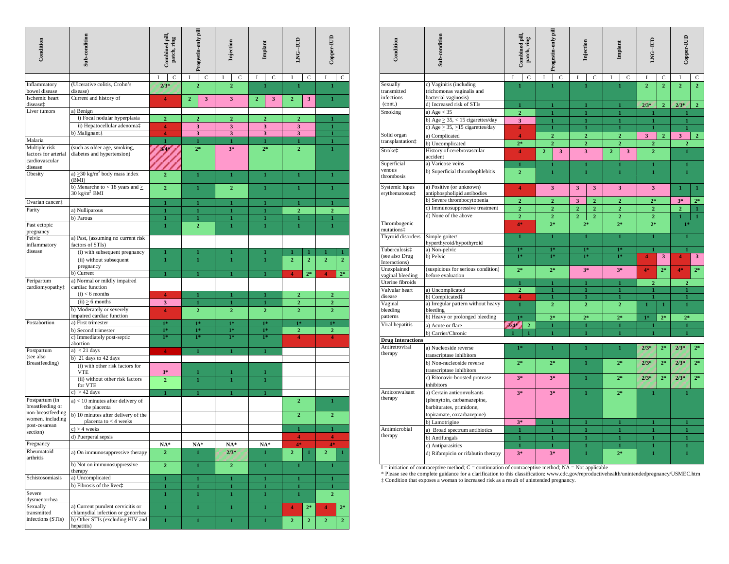| Condition | Sub-condition | Combined pill, patch, ring | | Progestin-only pill | | Injection | | Implant | | LNG-IUD | | Copper-IUD | |
|---|---|---|---|---|---|---|---|---|---|---|---|---|---|
| | | I | C | I | C | I | C | I | C | I | C | I | C |
| Inflammatory bowel disease | (Ulcerative colitis, Crohn's disease) | 2/3* | | 2 | | 2 | | 1 | | 1 | | 1 | |
| Ischemic heart disease‡ | Current and history of | 4 | | 2 | 3 | 3 | | 2 | 3 | 2 | 3 | 1 | |
| Liver tumors | a) Benign | | | | | | | | | | | | |
| | i) Focal nodular hyperplasia | 2 | | 2 | | 2 | | 2 | | 2 | | 1 | |
| | ii) Hepatocellular adenoma‡ | 4 | | 3 | | 3 | | 3 | | 3 | | 1 | |
| | b) Malignant‡ | 4 | | 3 | | 3 | | 3 | | 3 | | 1 | |
| Malaria | | 1 | | 1 | | 1 | | 1 | | 1 | | 1 | |
| Multiple risk factors for arterial cardiovascular disease | (such as older age, smoking, diabetes and hypertension) | 3/4* | | 2* | | 3* | | 2* | | 2 | | 1 | |
| Obesity | a) ≥30 kg/m² body mass index (BMI) | 2 | | 1 | | 1 | | 1 | | 1 | | 1 | |
| | b) Menarche to < 18 years and ≥ 30 kg/m² BMI | 2 | | 1 | | 2 | | 1 | | 1 | | 1 | |
| Ovarian cancer‡ | | 1 | | 1 | | 1 | | 1 | | 1 | | 1 | |
| Parity | a) Nulliparous | 1 | | 1 | | 1 | | 1 | | 2 | | 2 | |
| | b) Parous | 1 | | 1 | | 1 | | 1 | | 1 | | 1 | |
| Past ectopic pregnancy | | 1 | | 2 | | 1 | | 1 | | 1 | | 1 | |
| Pelvic inflammatory disease | a) Past, (assuming no current risk factors of STIs) | | | | | | | | | | | | |
| | (i) with subsequent pregnancy | 1 | | 1 | | 1 | | 1 | | 1 | 1 | 1 | 1 |
| | (ii) without subsequent pregnancy | 1 | | 1 | | 1 | | 1 | | 2 | 2 | 2 | 2 |
| | b) Current | 1 | | 1 | | 1 | | 1 | | 4 | 2* | 4 | 2* |
| Peripartum cardiomyopathy‡ | a) Normal or mildly impaired cardiac function | | | | | | | | | | | | |
| | (i) < 6 months | 4 | | 1 | | 1 | | 1 | | 2 | | 2 | |
| | (ii) ≥ 6 months | 3 | | 1 | | 1 | | 1 | | 2 | | 2 | |
| | b) Moderately or severely impaired cardiac function | 4 | | 2 | | 2 | | 2 | | 2 | | 2 | |
| Postabortion | a) First trimester | 1* | | 1* | | 1* | | 1* | | 1* | | 1* | |
| | b) Second trimester | 1* | | 1* | | 1* | | 1* | | 2 | | 2 | |
| | c) Immediately post-septic abortion | 1* | | 1* | | 1* | | 1* | | 4 | | 4 | |
| Postpartum (see also Breastfeeding) | a) < 21 days | 4 | | 1 | | 1 | | 1 | | | | | |
| | b) 21 days to 42 days | | | | | | | | | | | | |
| | (i) with other risk factors for VTE | 3* | | 1 | | 1 | | 1 | | | | | |
| | (ii) without other risk factors for VTE | 2 | | 1 | | 1 | | 1 | | | | | |
| | c) > 42 days | 1 | | 1 | | 1 | | 1 | | | | | |
| Postpartum (in breastfeeding or non-breastfeeding women, including post-cesarean section) | a) < 10 minutes after delivery of the placenta | | | | | | | | | 2 | | 1 | |
| | b) 10 minutes after delivery of the placenta to < 4 weeks | | | | | | | | | 2 | | 2 | |
| | c) ≥ 4 weeks | | | | | | | | | 1 | | 1 | |
| | d) Puerperal sepsis | | | | | | | | | 4 | | 4 | |
| Pregnancy | | NA* | | NA* | | NA* | | NA* | | 4* | | 4* | |
| Rheumatoid arthritis | a) On immunosuppressive therapy | 2 | | 1 | | 2/3* | | 1 | | 2 | 1 | 2 | 1 |
| | b) Not on immunosuppressive therapy | 2 | | 1 | | 2 | | 1 | | 1 | | 1 | |
| Schistosomiasis | a) Uncomplicated | 1 | | 1 | | 1 | | 1 | | 1 | | 1 | |
| | b) Fibrosis of the liver‡ | 1 | | 1 | | 1 | | 1 | | 1 | | 1 | |
| Severe dysmenorrhea | | 1 | | 1 | | 1 | | 1 | | 1 | | 2 | |
| Sexually transmitted infections (STIs) | a) Current purulent cervicitis or chlamydial infection or gonorrhea | 1 | | 1 | | 1 | | 1 | | 4 | 2* | 4 | 2* |
| | b) Other STIs (excluding HIV and hepatitis) | 1 | | 1 | | 1 | | 1 | | 2 | 2 | 2 | 2 |

| Condition | Sub-condition | Combined pill, patch, ring | | Progestin-only pill | | Injection | | Implant | | LNG-IUD | | Copper-IUD | |
|---|---|---|---|---|---|---|---|---|---|---|---|---|---|
| | | I | C | I | C | I | C | I | C | I | C | I | C |
| Sexually transmitted infections (cont.) | c) Vaginitis (including trichomonas vaginalis and bacterial vaginosis) | 1 | | 1 | | 1 | | 1 | | 2 | 2 | 2 | 2 |
| | d) Increased risk of STIs | 1 | | 1 | | 1 | | 1 | | 2/3* | 2 | 2/3* | 2 |
| Smoking | a) Age < 35 | 2 | | 1 | | 1 | | 1 | | 1 | | 1 | |
| | b) Age ≥ 35, < 15 cigarettes/day | 3 | | 1 | | 1 | | 1 | | 1 | | 1 | |
| | c) Age ≥ 35, ≥15 cigarettes/day | 4 | | 1 | | 1 | | 1 | | 1 | | 1 | |
| Solid organ transplantation‡ | a) Complicated | 4 | | 2 | | 2 | | 2 | | 3 | 2 | 3 | 2 |
| | b) Uncomplicated | 2* | | 2 | | 2 | | 2 | | 2 | | 2 | |
| Stroke‡ | History of cerebrovascular accident | 4 | | 2 | 3 | 3 | | 2 | 3 | 2 | | 1 | |
| Superficial venous thrombosis | a) Varicose veins | 1 | | 1 | | 1 | | 1 | | 1 | | 1 | |
| | b) Superficial thrombophlebitis | 2 | | 1 | | 1 | | 1 | | 1 | | 1 | |
| Systemic lupus erythematosus‡ | a) Positive (or unknown) antiphospholipid antibodies | 4 | | 3 | | 3 | 3 | 3 | | 3 | | 1 | 1 |
| | b) Severe thrombocytopenia | 2 | | 2 | | 3 | 2 | 2 | | 2* | | 3* | 2* |
| | c) Immunosuppressive treatment | 2 | | 2 | | 2 | 2 | 2 | | 2 | | 2 | 1 |
| | d) None of the above | 2 | | 2 | | 2 | 2 | 2 | | 2 | | 1 | 1 |
| Thrombogenic mutations‡ | | 4* | | 2* | | 2* | | 2* | | 2* | | 1* | |
| Thyroid disorders | Simple goiter/ hyperthyroid/hypothyroid | 1 | | 1 | | 1 | | 1 | | 1 | | 1 | |
| Tuberculosis‡ (see also Drug Interactions) | a) Non-pelvic | 1* | | 1* | | 1* | | 1* | | 1 | | 1 | |
| | b) Pelvic | 1* | | 1* | | 1* | | 1* | | 4 | 3 | 4 | 3 |
| Unexplained vaginal bleeding | (suspicious for serious condition) before evaluation | 2* | | 2* | | 3* | | 3* | | 4* | 2* | 4* | 2* |
| Uterine fibroids | | 1 | | 1 | | 1 | | 1 | | 2 | | 2 | |
| Valvular heart disease | a) Uncomplicated | 2 | | 1 | | 1 | | 1 | | 1 | | 1 | |
| | b) Complicated‡ | 4 | | 1 | | 1 | | 1 | | 1 | | 1 | |
| Vaginal bleeding patterns | a) Irregular pattern without heavy bleeding | 1 | | 2 | | 2 | | 2 | | 1 | 1 | 1 | |
| | b) Heavy or prolonged bleeding | 1* | | 2* | | 2* | | 2* | | 1* | 2* | 2* | |
| Viral hepatitis | a) Acute or flare | 3/4* | 2 | 1 | | 1 | | 1 | | 1 | | 1 | |
| | b) Carrier/Chronic | 1 | 1 | 1 | | 1 | | 1 | | 1 | | 1 | |
| **Drug Interactions** | | | | | | | | | | | | | |
| Antiretroviral therapy | a) Nucleoside reverse transcriptase inhibitors | 1* | | 1 | | 1 | | 1 | | 2/3* | 2* | 2/3* | 2* |
| | b) Non-nucleoside reverse transcriptase inhibitors | 2* | | 2* | | 1 | | 2* | | 2/3* | 2* | 2/3* | 2* |
| | c) Ritonavir-boosted protease inhibitors | 3* | | 3* | | 1 | | 2* | | 2/3* | 2* | 2/3* | 2* |
| Anticonvulsant therapy | a) Certain anticonvulsants (phenytoin, carbamazepine, barbiturates, primidone, topiramate, oxcarbazepine) | 3* | | 3* | | 1 | | 2* | | 1 | | 1 | |
| | b) Lamotrigine | 3* | | 1 | | 1 | | 1 | | 1 | | 1 | |
| Antimicrobial therapy | a) Broad spectrum antibiotics | 1 | | 1 | | 1 | | 1 | | 1 | | 1 | |
| | b) Antifungals | 1 | | 1 | | 1 | | 1 | | 1 | | 1 | |
| | c) Antiparasitics | 1 | | 1 | | 1 | | 1 | | 1 | | 1 | |
| | d) Rifampicin or rifabutin therapy | 3* | | 3* | | 1 | | 2* | | 1 | | 1 | |

I = initiation of contraceptive method; C = continuation of contraceptive method; NA = Not applicable

* Please see the complete guidance for a clarification to this classification: www.cdc.gov/reproductivehealth/unintendedpregnancy/USMEC.htm

‡ Condition that exposes a woman to increased risk as a result of unintended pregnancy.